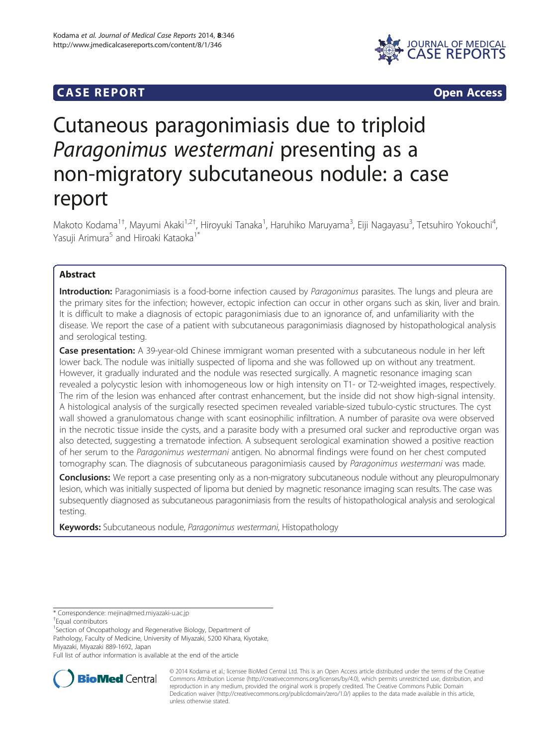**CASE REPORT** **Open Access**

# Cutaneous paragonimiasis due to triploid *Paragonimus westermani* presenting as a non-migratory subcutaneous nodule: a case report

Makoto Kodama[1†], Mayumi Akaki[1,2†], Hiroyuki Tanaka[1], Haruhiko Maruyama[3], Eiji Nagayasu[3], Tetsuhiro Yokouchi[4], Yasuji Arimura[5] and Hiroaki Kataoka[1*]

## Abstract

**Introduction:** Paragonimiasis is a food-borne infection caused by *Paragonimus* parasites. The lungs and pleura are the primary sites for the infection; however, ectopic infection can occur in other organs such as skin, liver and brain. It is difficult to make a diagnosis of ectopic paragonimiasis due to an ignorance of, and unfamiliarity with the disease. We report the case of a patient with subcutaneous paragonimiasis diagnosed by histopathological analysis and serological testing.

**Case presentation:** A 39-year-old Chinese immigrant woman presented with a subcutaneous nodule in her left lower back. The nodule was initially suspected of lipoma and she was followed up on without any treatment. However, it gradually indurated and the nodule was resected surgically. A magnetic resonance imaging scan revealed a polycystic lesion with inhomogeneous low or high intensity on T1- or T2-weighted images, respectively. The rim of the lesion was enhanced after contrast enhancement, but the inside did not show high-signal intensity. A histological analysis of the surgically resected specimen revealed variable-sized tubulo-cystic structures. The cyst wall showed a granulomatous change with scant eosinophilic infiltration. A number of parasite ova were observed in the necrotic tissue inside the cysts, and a parasite body with a presumed oral sucker and reproductive organ was also detected, suggesting a trematode infection. A subsequent serological examination showed a positive reaction of her serum to the *Paragonimus westermani* antigen. No abnormal findings were found on her chest computed tomography scan. The diagnosis of subcutaneous paragonimiasis caused by *Paragonimus westermani* was made.

**Conclusions:** We report a case presenting only as a non-migratory subcutaneous nodule without any pleuropulmonary lesion, which was initially suspected of lipoma but denied by magnetic resonance imaging scan results. The case was subsequently diagnosed as subcutaneous paragonimiasis from the results of histopathological analysis and serological testing.

**Keywords:** Subcutaneous nodule, *Paragonimus westermani*, Histopathology

\* Correspondence: mejina@med.miyazaki-u.ac.jp
†Equal contributors
[1]Section of Oncopathology and Regenerative Biology, Department of Pathology, Faculty of Medicine, University of Miyazaki, 5200 Kihara, Kiyotake, Miyazaki, Miyazaki 889-1692, Japan
Full list of author information is available at the end of the article

© 2014 Kodama et al.; licensee BioMed Central Ltd. This is an Open Access article distributed under the terms of the Creative Commons Attribution License (http://creativecommons.org/licenses/by/4.0), which permits unrestricted use, distribution, and reproduction in any medium, provided the original work is properly credited. The Creative Commons Public Domain Dedication waiver (http://creativecommons.org/publicdomain/zero/1.0/) applies to the data made available in this article, unless otherwise stated.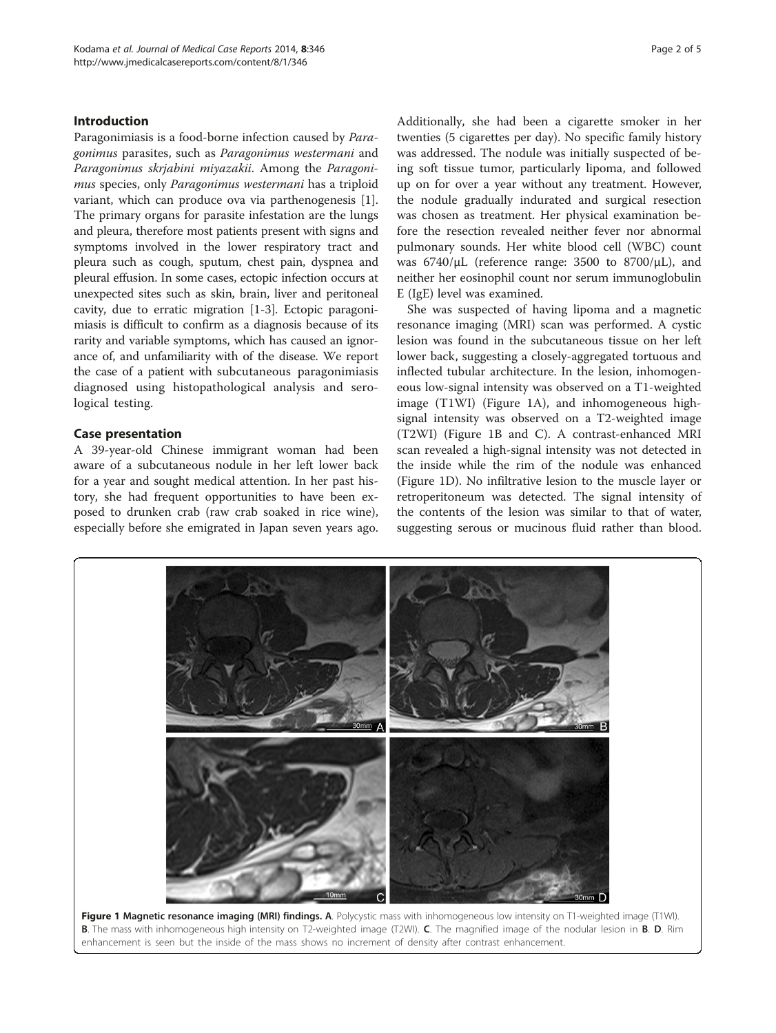## Introduction

Paragonimiasis is a food-borne infection caused by *Paragonimus* parasites, such as *Paragonimus westermani* and *Paragonimus skrjabini miyazakii*. Among the *Paragonimus* species, only *Paragonimus westermani* has a triploid variant, which can produce ova via parthenogenesis [1]. The primary organs for parasite infestation are the lungs and pleura, therefore most patients present with signs and symptoms involved in the lower respiratory tract and pleura such as cough, sputum, chest pain, dyspnea and pleural effusion. In some cases, ectopic infection occurs at unexpected sites such as skin, brain, liver and peritoneal cavity, due to erratic migration [1-3]. Ectopic paragonimiasis is difficult to confirm as a diagnosis because of its rarity and variable symptoms, which has caused an ignorance of, and unfamiliarity with of the disease. We report the case of a patient with subcutaneous paragonimiasis diagnosed using histopathological analysis and serological testing.

## Case presentation

A 39-year-old Chinese immigrant woman had been aware of a subcutaneous nodule in her left lower back for a year and sought medical attention. In her past history, she had frequent opportunities to have been exposed to drunken crab (raw crab soaked in rice wine), especially before she emigrated in Japan seven years ago. Additionally, she had been a cigarette smoker in her twenties (5 cigarettes per day). No specific family history was addressed. The nodule was initially suspected of being soft tissue tumor, particularly lipoma, and followed up on for over a year without any treatment. However, the nodule gradually indurated and surgical resection was chosen as treatment. Her physical examination before the resection revealed neither fever nor abnormal pulmonary sounds. Her white blood cell (WBC) count was 6740/μL (reference range: 3500 to 8700/μL), and neither her eosinophil count nor serum immunoglobulin E (IgE) level was examined.

She was suspected of having lipoma and a magnetic resonance imaging (MRI) scan was performed. A cystic lesion was found in the subcutaneous tissue on her left lower back, suggesting a closely-aggregated tortuous and inflected tubular architecture. In the lesion, inhomogeneous low-signal intensity was observed on a T1-weighted image (T1WI) (Figure 1A), and inhomogeneous high-signal intensity was observed on a T2-weighted image (T2WI) (Figure 1B and C). A contrast-enhanced MRI scan revealed a high-signal intensity was not detected in the inside while the rim of the nodule was enhanced (Figure 1D). No infiltrative lesion to the muscle layer or retroperitoneum was detected. The signal intensity of the contents of the lesion was similar to that of water, suggesting serous or mucinous fluid rather than blood.

**Figure 1 Magnetic resonance imaging (MRI) findings. A**. Polycystic mass with inhomogeneous low intensity on T1-weighted image (T1WI). **B**. The mass with inhomogeneous high intensity on T2-weighted image (T2WI). **C**. The magnified image of the nodular lesion in **B**. **D**. Rim enhancement is seen but the inside of the mass shows no increment of density after contrast enhancement.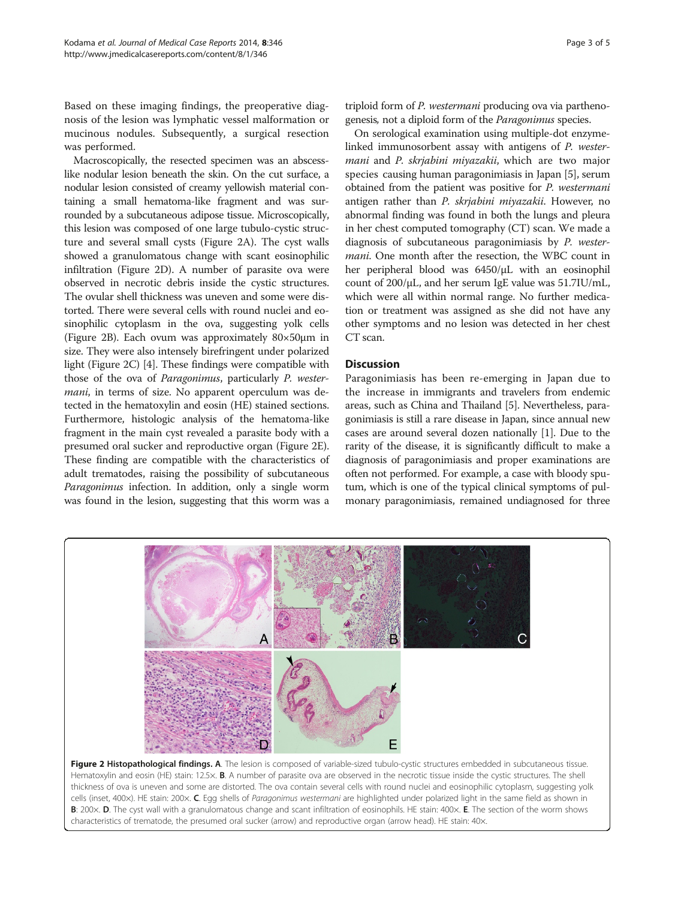Based on these imaging findings, the preoperative diagnosis of the lesion was lymphatic vessel malformation or mucinous nodules. Subsequently, a surgical resection was performed.

Macroscopically, the resected specimen was an abscess-like nodular lesion beneath the skin. On the cut surface, a nodular lesion consisted of creamy yellowish material containing a small hematoma-like fragment and was surrounded by a subcutaneous adipose tissue. Microscopically, this lesion was composed of one large tubulo-cystic structure and several small cysts (Figure 2A). The cyst walls showed a granulomatous change with scant eosinophilic infiltration (Figure 2D). A number of parasite ova were observed in necrotic debris inside the cystic structures. The ovular shell thickness was uneven and some were distorted. There were several cells with round nuclei and eosinophilic cytoplasm in the ova, suggesting yolk cells (Figure 2B). Each ovum was approximately 80×50μm in size. They were also intensely birefringent under polarized light (Figure 2C) [4]. These findings were compatible with those of the ova of *Paragonimus*, particularly *P. westermani*, in terms of size. No apparent operculum was detected in the hematoxylin and eosin (HE) stained sections. Furthermore, histologic analysis of the hematoma-like fragment in the main cyst revealed a parasite body with a presumed oral sucker and reproductive organ (Figure 2E). These finding are compatible with the characteristics of adult trematodes, raising the possibility of subcutaneous *Paragonimus* infection. In addition, only a single worm was found in the lesion, suggesting that this worm was a triploid form of *P. westermani* producing ova via parthenogenesis, not a diploid form of the *Paragonimus* species.

On serological examination using multiple-dot enzyme-linked immunosorbent assay with antigens of *P. westermani* and *P. skrjabini miyazakii*, which are two major species causing human paragonimiasis in Japan [5], serum obtained from the patient was positive for *P. westermani* antigen rather than *P. skrjabini miyazakii*. However, no abnormal finding was found in both the lungs and pleura in her chest computed tomography (CT) scan. We made a diagnosis of subcutaneous paragonimiasis by *P. westermani*. One month after the resection, the WBC count in her peripheral blood was 6450/μL with an eosinophil count of 200/μL, and her serum IgE value was 51.7IU/mL, which were all within normal range. No further medication or treatment was assigned as she did not have any other symptoms and no lesion was detected in her chest CT scan.

## Discussion

Paragonimiasis has been re-emerging in Japan due to the increase in immigrants and travelers from endemic areas, such as China and Thailand [5]. Nevertheless, paragonimiasis is still a rare disease in Japan, since annual new cases are around several dozen nationally [1]. Due to the rarity of the disease, it is significantly difficult to make a diagnosis of paragonimiasis and proper examinations are often not performed. For example, a case with bloody sputum, which is one of the typical clinical symptoms of pulmonary paragonimiasis, remained undiagnosed for three

**Figure 2 Histopathological findings. A**. The lesion is composed of variable-sized tubulo-cystic structures embedded in subcutaneous tissue. Hematoxylin and eosin (HE) stain: 12.5×. **B**. A number of parasite ova are observed in the necrotic tissue inside the cystic structures. The shell thickness of ova is uneven and some are distorted. The ova contain several cells with round nuclei and eosinophilic cytoplasm, suggesting yolk cells (inset, 400×). HE stain: 200×. **C**. Egg shells of *Paragonimus westermani* are highlighted under polarized light in the same field as shown in **B**: 200×. **D**. The cyst wall with a granulomatous change and scant infiltration of eosinophils. HE stain: 400×. **E**. The section of the worm shows characteristics of trematode, the presumed oral sucker (arrow) and reproductive organ (arrow head). HE stain: 40×.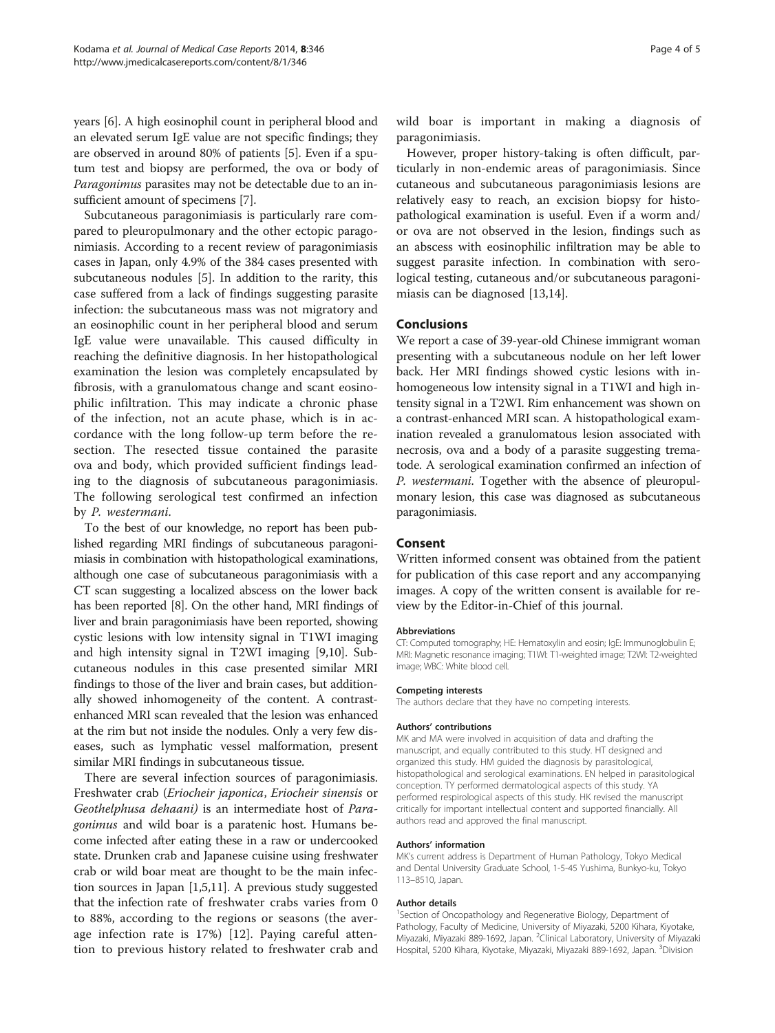years [6]. A high eosinophil count in peripheral blood and an elevated serum IgE value are not specific findings; they are observed in around 80% of patients [5]. Even if a sputum test and biopsy are performed, the ova or body of *Paragonimus* parasites may not be detectable due to an insufficient amount of specimens [7].

Subcutaneous paragonimiasis is particularly rare compared to pleuropulmonary and the other ectopic paragonimiasis. According to a recent review of paragonimiasis cases in Japan, only 4.9% of the 384 cases presented with subcutaneous nodules [5]. In addition to the rarity, this case suffered from a lack of findings suggesting parasite infection: the subcutaneous mass was not migratory and an eosinophilic count in her peripheral blood and serum IgE value were unavailable. This caused difficulty in reaching the definitive diagnosis. In her histopathological examination the lesion was completely encapsulated by fibrosis, with a granulomatous change and scant eosinophilic infiltration. This may indicate a chronic phase of the infection, not an acute phase, which is in accordance with the long follow-up term before the resection. The resected tissue contained the parasite ova and body, which provided sufficient findings leading to the diagnosis of subcutaneous paragonimiasis. The following serological test confirmed an infection by *P. westermani*.

To the best of our knowledge, no report has been published regarding MRI findings of subcutaneous paragonimiasis in combination with histopathological examinations, although one case of subcutaneous paragonimiasis with a CT scan suggesting a localized abscess on the lower back has been reported [8]. On the other hand, MRI findings of liver and brain paragonimiasis have been reported, showing cystic lesions with low intensity signal in T1WI imaging and high intensity signal in T2WI imaging [9,10]. Subcutaneous nodules in this case presented similar MRI findings to those of the liver and brain cases, but additionally showed inhomogeneity of the content. A contrast-enhanced MRI scan revealed that the lesion was enhanced at the rim but not inside the nodules. Only a very few diseases, such as lymphatic vessel malformation, present similar MRI findings in subcutaneous tissue.

There are several infection sources of paragonimiasis. Freshwater crab (*Eriocheir japonica*, *Eriocheir sinensis* or *Geothelphusa dehaani)* is an intermediate host of *Paragonimus* and wild boar is a paratenic host. Humans become infected after eating these in a raw or undercooked state. Drunken crab and Japanese cuisine using freshwater crab or wild boar meat are thought to be the main infection sources in Japan [1,5,11]. A previous study suggested that the infection rate of freshwater crabs varies from 0 to 88%, according to the regions or seasons (the average infection rate is 17%) [12]. Paying careful attention to previous history related to freshwater crab and wild boar is important in making a diagnosis of paragonimiasis.

However, proper history-taking is often difficult, particularly in non-endemic areas of paragonimiasis. Since cutaneous and subcutaneous paragonimiasis lesions are relatively easy to reach, an excision biopsy for histopathological examination is useful. Even if a worm and/or ova are not observed in the lesion, findings such as an abscess with eosinophilic infiltration may be able to suggest parasite infection. In combination with serological testing, cutaneous and/or subcutaneous paragonimiasis can be diagnosed [13,14].

## Conclusions

We report a case of 39-year-old Chinese immigrant woman presenting with a subcutaneous nodule on her left lower back. Her MRI findings showed cystic lesions with inhomogeneous low intensity signal in a T1WI and high intensity signal in a T2WI. Rim enhancement was shown on a contrast-enhanced MRI scan. A histopathological examination revealed a granulomatous lesion associated with necrosis, ova and a body of a parasite suggesting trematode. A serological examination confirmed an infection of *P. westermani*. Together with the absence of pleuropulmonary lesion, this case was diagnosed as subcutaneous paragonimiasis.

## Consent

Written informed consent was obtained from the patient for publication of this case report and any accompanying images. A copy of the written consent is available for review by the Editor-in-Chief of this journal.

#### Abbreviations

CT: Computed tomography; HE: Hematoxylin and eosin; IgE: Immunoglobulin E; MRI: Magnetic resonance imaging; T1WI: T1-weighted image; T2WI: T2-weighted image; WBC: White blood cell.

#### Competing interests

The authors declare that they have no competing interests.

#### Authors' contributions

MK and MA were involved in acquisition of data and drafting the manuscript, and equally contributed to this study. HT designed and organized this study. HM guided the diagnosis by parasitological, histopathological and serological examinations. EN helped in parasitological conception. TY performed dermatological aspects of this study. YA performed respirological aspects of this study. HK revised the manuscript critically for important intellectual content and supported financially. All authors read and approved the final manuscript.

#### Authors' information

MK's current address is Department of Human Pathology, Tokyo Medical and Dental University Graduate School, 1-5-45 Yushima, Bunkyo-ku, Tokyo 113–8510, Japan.

#### Author details

[1]Section of Oncopathology and Regenerative Biology, Department of Pathology, Faculty of Medicine, University of Miyazaki, 5200 Kihara, Kiyotake, Miyazaki, Miyazaki 889-1692, Japan. [2]Clinical Laboratory, University of Miyazaki Hospital, 5200 Kihara, Kiyotake, Miyazaki, Miyazaki 889-1692, Japan. [3]Division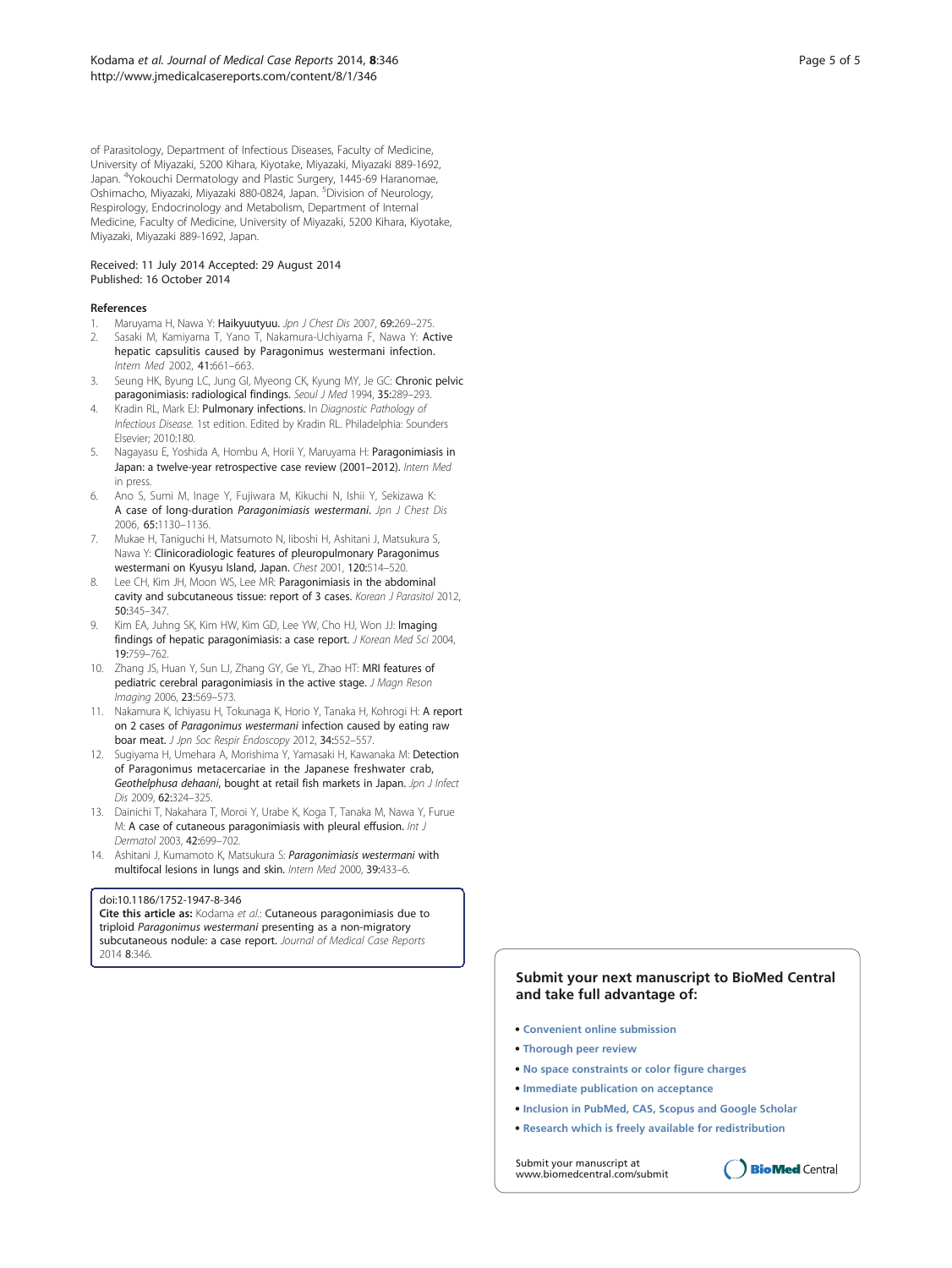of Parasitology, Department of Infectious Diseases, Faculty of Medicine, University of Miyazaki, 5200 Kihara, Kiyotake, Miyazaki, Miyazaki 889-1692, Japan. [4]Yokouchi Dermatology and Plastic Surgery, 1445-69 Haranomae, Oshimacho, Miyazaki, Miyazaki 880-0824, Japan. [5]Division of Neurology, Respirology, Endocrinology and Metabolism, Department of Internal Medicine, Faculty of Medicine, University of Miyazaki, 5200 Kihara, Kiyotake, Miyazaki, Miyazaki 889-1692, Japan.

Received: 11 July 2014 Accepted: 29 August 2014
Published: 16 October 2014

## References

1. Maruyama H, Nawa Y: **Haikyuutyuu.** *Jpn J Chest Dis* 2007, **69:**269–275.
2. Sasaki M, Kamiyama T, Yano T, Nakamura-Uchiyama F, Nawa Y: **Active hepatic capsulitis caused by Paragonimus westermani infection.** *Intern Med* 2002, **41:**661–663.
3. Seung HK, Byung LC, Jung GI, Myeong CK, Kyung MY, Je GC: **Chronic pelvic paragonimiasis: radiological findings.** *Seoul J Med* 1994, **35:**289–293.
4. Kradin RL, Mark EJ: **Pulmonary infections.** In *Diagnostic Pathology of Infectious Disease.* 1st edition. Edited by Kradin RL. Philadelphia: Sounders Elsevier; 2010:180.
5. Nagayasu E, Yoshida A, Hombu A, Horii Y, Maruyama H: **Paragonimiasis in Japan: a twelve-year retrospective case review (2001–2012).** *Intern Med* in press.
6. Ano S, Sumi M, Inage Y, Fujiwara M, Kikuchi N, Ishii Y, Sekizawa K: **A case of long-duration *Paragonimiasis westermani*.** *Jpn J Chest Dis* 2006, **65:**1130–1136.
7. Mukae H, Taniguchi H, Matsumoto N, Iiboshi H, Ashitani J, Matsukura S, Nawa Y: **Clinicoradiologic features of pleuropulmonary Paragonimus westermani on Kyusyu Island, Japan.** *Chest* 2001, **120:**514–520.
8. Lee CH, Kim JH, Moon WS, Lee MR: **Paragonimiasis in the abdominal cavity and subcutaneous tissue: report of 3 cases.** *Korean J Parasitol* 2012, **50:**345–347.
9. Kim EA, Juhng SK, Kim HW, Kim GD, Lee YW, Cho HJ, Won JJ: **Imaging findings of hepatic paragonimiasis: a case report.** *J Korean Med Sci* 2004, **19:**759–762.
10. Zhang JS, Huan Y, Sun LJ, Zhang GY, Ge YL, Zhao HT: **MRI features of pediatric cerebral paragonimiasis in the active stage.** *J Magn Reson Imaging* 2006, **23:**569–573.
11. Nakamura K, Ichiyasu H, Tokunaga K, Horio Y, Tanaka H, Kohrogi H: **A report on 2 cases of *Paragonimus westermani* infection caused by eating raw boar meat.** *J Jpn Soc Respir Endoscopy* 2012, **34:**552–557.
12. Sugiyama H, Umehara A, Morishima Y, Yamasaki H, Kawanaka M: **Detection of Paragonimus metacercariae in the Japanese freshwater crab, *Geothelphusa dehaani*, bought at retail fish markets in Japan.** *Jpn J Infect Dis* 2009, **62:**324–325.
13. Dainichi T, Nakahara T, Moroi Y, Urabe K, Koga T, Tanaka M, Nawa Y, Furue M: **A case of cutaneous paragonimiasis with pleural effusion.** *Int J Dermatol* 2003, **42:**699–702.
14. Ashitani J, Kumamoto K, Matsukura S: ***Paragonimiasis westermani* with multifocal lesions in lungs and skin.** *Intern Med* 2000, **39:**433–6.

doi:10.1186/1752-1947-8-346
**Cite this article as:** Kodama *et al.*: Cutaneous paragonimiasis due to triploid *Paragonimus westermani* presenting as a non-migratory subcutaneous nodule: a case report. *Journal of Medical Case Reports* 2014 **8**:346.

**Submit your next manuscript to BioMed Central and take full advantage of:**

- Convenient online submission
- Thorough peer review
- No space constraints or color figure charges
- Immediate publication on acceptance
- Inclusion in PubMed, CAS, Scopus and Google Scholar
- Research which is freely available for redistribution

Submit your manuscript at
www.biomedcentral.com/submit

BioMed Central